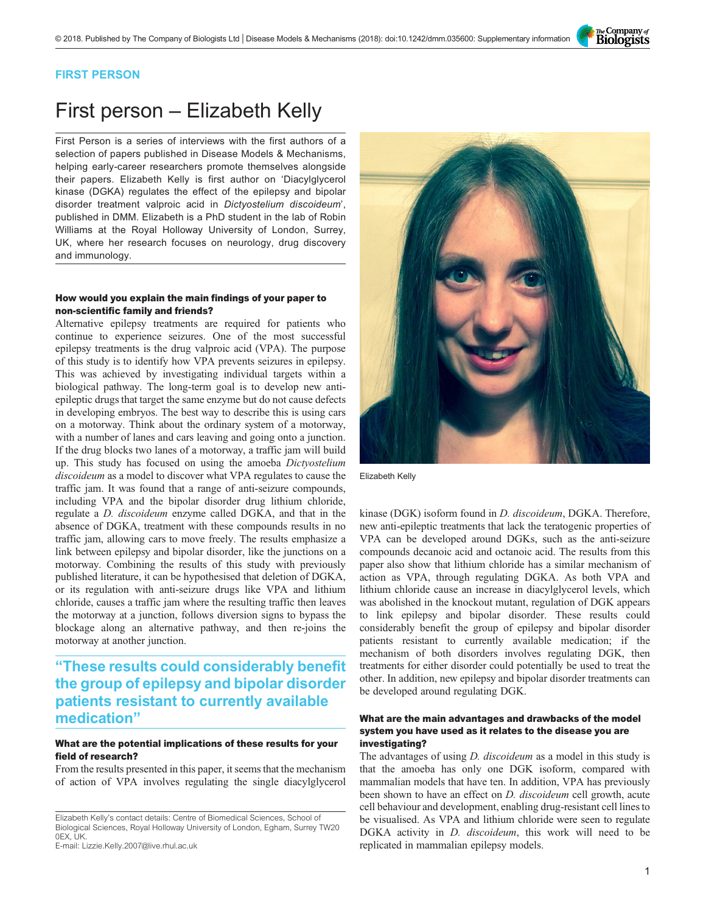FIRST PERSON

# First person – Elizabeth Kelly

First Person is a series of interviews with the first authors of a selection of papers published in Disease Models & Mechanisms, helping early-career researchers promote themselves alongside their papers. Elizabeth Kelly is first author on 'Diacylglycerol kinase (DGKA) regulates the effect of the epilepsy and bipolar disorder treatment valproic acid in *Dictyostelium discoideum*', published in DMM. Elizabeth is a PhD student in the lab of Robin Williams at the Royal Holloway University of London, Surrey, UK, where her research focuses on neurology, drug discovery and immunology.

Elizabeth Kelly

### How would you explain the main findings of your paper to non-scientific family and friends?

Alternative epilepsy treatments are required for patients who continue to experience seizures. One of the most successful epilepsy treatments is the drug valproic acid (VPA). The purpose of this study is to identify how VPA prevents seizures in epilepsy. This was achieved by investigating individual targets within a biological pathway. The long-term goal is to develop new anti-epileptic drugs that target the same enzyme but do not cause defects in developing embryos. The best way to describe this is using cars on a motorway. Think about the ordinary system of a motorway, with a number of lanes and cars leaving and going onto a junction. If the drug blocks two lanes of a motorway, a traffic jam will build up. This study has focused on using the amoeba *Dictyostelium discoideum* as a model to discover what VPA regulates to cause the traffic jam. It was found that a range of anti-seizure compounds, including VPA and the bipolar disorder drug lithium chloride, regulate a *D. discoideum* enzyme called DGKA, and that in the absence of DGKA, treatment with these compounds results in no traffic jam, allowing cars to move freely. The results emphasize a link between epilepsy and bipolar disorder, like the junctions on a motorway. Combining the results of this study with previously published literature, it can be hypothesised that deletion of DGKA, or its regulation with anti-seizure drugs like VPA and lithium chloride, causes a traffic jam where the resulting traffic then leaves the motorway at a junction, follows diversion signs to bypass the blockage along an alternative pathway, and then re-joins the motorway at another junction.

> **"These results could considerably benefit the group of epilepsy and bipolar disorder patients resistant to currently available medication"**

### What are the potential implications of these results for your field of research?

From the results presented in this paper, it seems that the mechanism of action of VPA involves regulating the single diacylglycerol kinase (DGK) isoform found in *D. discoideum*, DGKA. Therefore, new anti-epileptic treatments that lack the teratogenic properties of VPA can be developed around DGKs, such as the anti-seizure compounds decanoic acid and octanoic acid. The results from this paper also show that lithium chloride has a similar mechanism of action as VPA, through regulating DGKA. As both VPA and lithium chloride cause an increase in diacylglycerol levels, which was abolished in the knockout mutant, regulation of DGK appears to link epilepsy and bipolar disorder. These results could considerably benefit the group of epilepsy and bipolar disorder patients resistant to currently available medication; if the mechanism of both disorders involves regulating DGK, then treatments for either disorder could potentially be used to treat the other. In addition, new epilepsy and bipolar disorder treatments can be developed around regulating DGK.

### What are the main advantages and drawbacks of the model system you have used as it relates to the disease you are investigating?

The advantages of using *D. discoideum* as a model in this study is that the amoeba has only one DGK isoform, compared with mammalian models that have ten. In addition, VPA has previously been shown to have an effect on *D. discoideum* cell growth, acute cell behaviour and development, enabling drug-resistant cell lines to be visualised. As VPA and lithium chloride were seen to regulate DGKA activity in *D. discoideum*, this work will need to be replicated in mammalian epilepsy models.

Elizabeth Kelly's contact details: Centre of Biomedical Sciences, School of Biological Sciences, Royal Holloway University of London, Egham, Surrey TW20 0EX, UK.
E-mail: Lizzie.Kelly.2007@live.rhul.ac.uk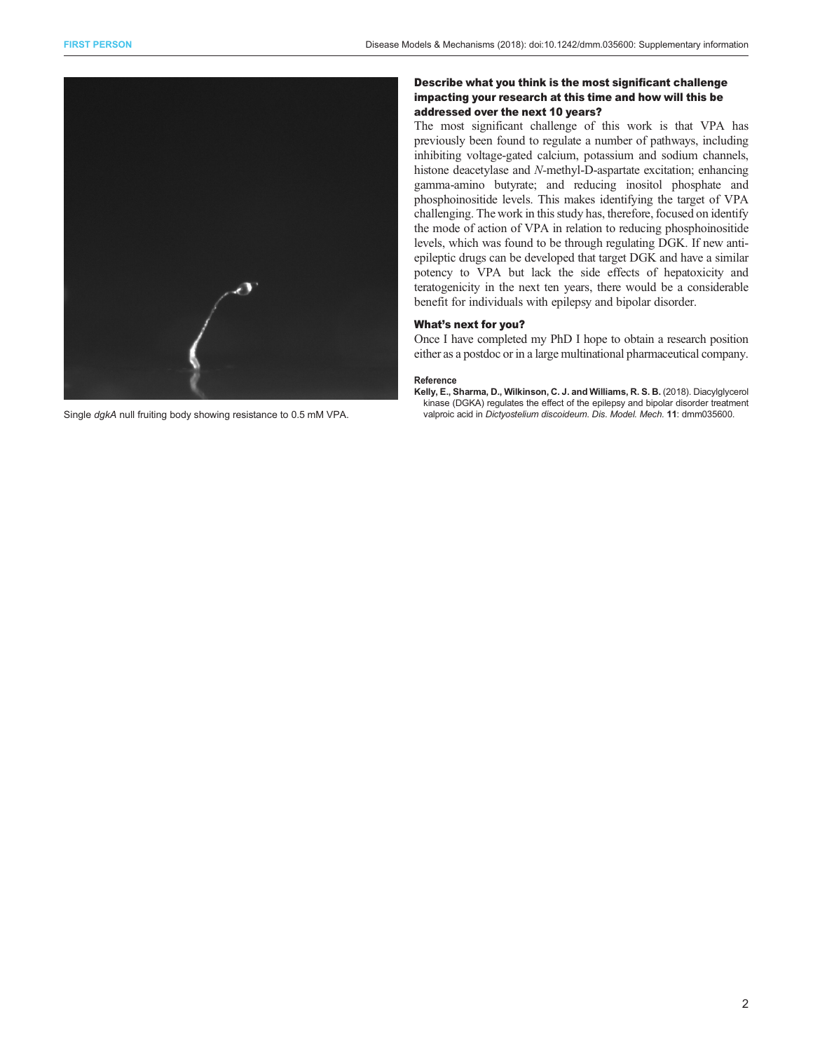Single *dgkA* null fruiting body showing resistance to 0.5 mM VPA.

### Describe what you think is the most significant challenge impacting your research at this time and how will this be addressed over the next 10 years?

The most significant challenge of this work is that VPA has previously been found to regulate a number of pathways, including inhibiting voltage-gated calcium, potassium and sodium channels, histone deacetylase and *N*-methyl-D-aspartate excitation; enhancing gamma-amino butyrate; and reducing inositol phosphate and phosphoinositide levels. This makes identifying the target of VPA challenging. The work in this study has, therefore, focused on identify the mode of action of VPA in relation to reducing phosphoinositide levels, which was found to be through regulating DGK. If new anti-epileptic drugs can be developed that target DGK and have a similar potency to VPA but lack the side effects of hepatoxicity and teratogenicity in the next ten years, there would be a considerable benefit for individuals with epilepsy and bipolar disorder.

### What's next for you?

Once I have completed my PhD I hope to obtain a research position either as a postdoc or in a large multinational pharmaceutical company.

#### Reference

**Kelly, E., Sharma, D., Wilkinson, C. J. and Williams, R. S. B.** (2018). Diacylglycerol kinase (DGKA) regulates the effect of the epilepsy and bipolar disorder treatment valproic acid in *Dictyostelium discoideum*. *Dis. Model. Mech.* **11**: dmm035600.